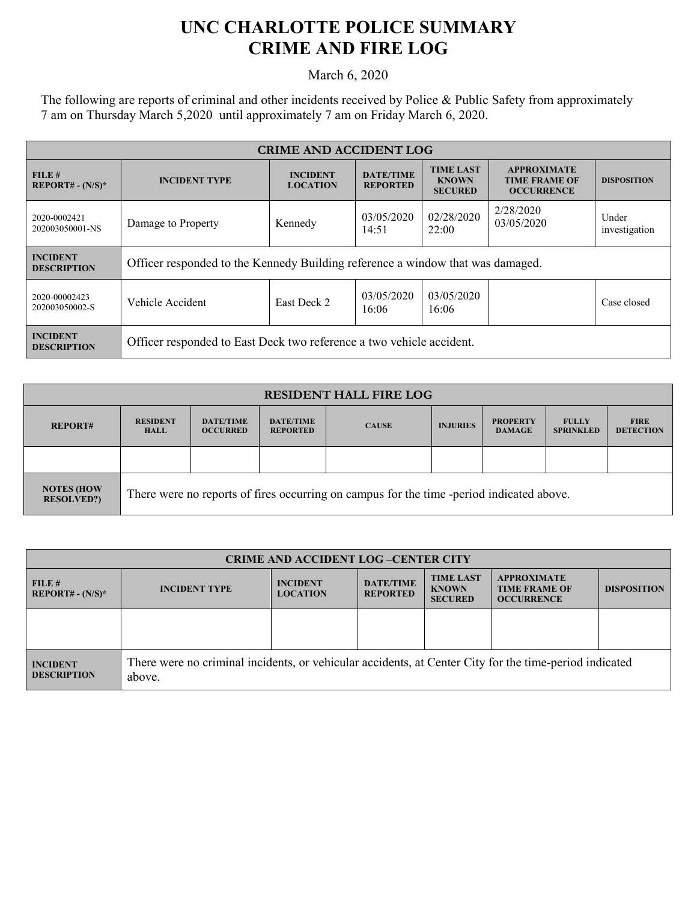# UNC CHARLOTTE POLICE SUMMARY
# CRIME AND FIRE LOG

March 6, 2020

The following are reports of criminal and other incidents received by Police & Public Safety from approximately 7 am on Thursday March 5,2020 until approximately 7 am on Friday March 6, 2020.

| CRIME AND ACCIDENT LOG | | | | | | |
|---|---|---|---|---|---|---|
| **FILE # REPORT# - (N/S)\*** | **INCIDENT TYPE** | **INCIDENT LOCATION** | **DATE/TIME REPORTED** | **TIME LAST KNOWN SECURED** | **APPROXIMATE TIME FRAME OF OCCURRENCE** | **DISPOSITION** |
| 2020-0002421 202003050001-NS | Damage to Property | Kennedy | 03/05/2020 14:51 | 02/28/2020 22:00 | 2/28/2020 03/05/2020 | Under investigation |
| **INCIDENT DESCRIPTION** | Officer responded to the Kennedy Building reference a window that was damaged. | | | | | |
| 2020-00002423 202003050002-S | Vehicle Accident | East Deck 2 | 03/05/2020 16:06 | 03/05/2020 16:06 | | Case closed |
| **INCIDENT DESCRIPTION** | Officer responded to East Deck two reference a two vehicle accident. | | | | | |

| RESIDENT HALL FIRE LOG | | | | | | | | |
|---|---|---|---|---|---|---|---|---|
| **REPORT#** | **RESIDENT HALL** | **DATE/TIME OCCURRED** | **DATE/TIME REPORTED** | **CAUSE** | **INJURIES** | **PROPERTY DAMAGE** | **FULLY SPRINKLED** | **FIRE DETECTION** |
| | | | | | | | | |
| **NOTES (HOW RESOLVED?)** | There were no reports of fires occurring on campus for the time -period indicated above. | | | | | | | |

| CRIME AND ACCIDENT LOG –CENTER CITY | | | | | | |
|---|---|---|---|---|---|---|
| **FILE # REPORT# - (N/S)\*** | **INCIDENT TYPE** | **INCIDENT LOCATION** | **DATE/TIME REPORTED** | **TIME LAST KNOWN SECURED** | **APPROXIMATE TIME FRAME OF OCCURRENCE** | **DISPOSITION** |
| | | | | | | |
| **INCIDENT DESCRIPTION** | There were no criminal incidents, or vehicular accidents, at Center City for the time-period indicated above. | | | | | |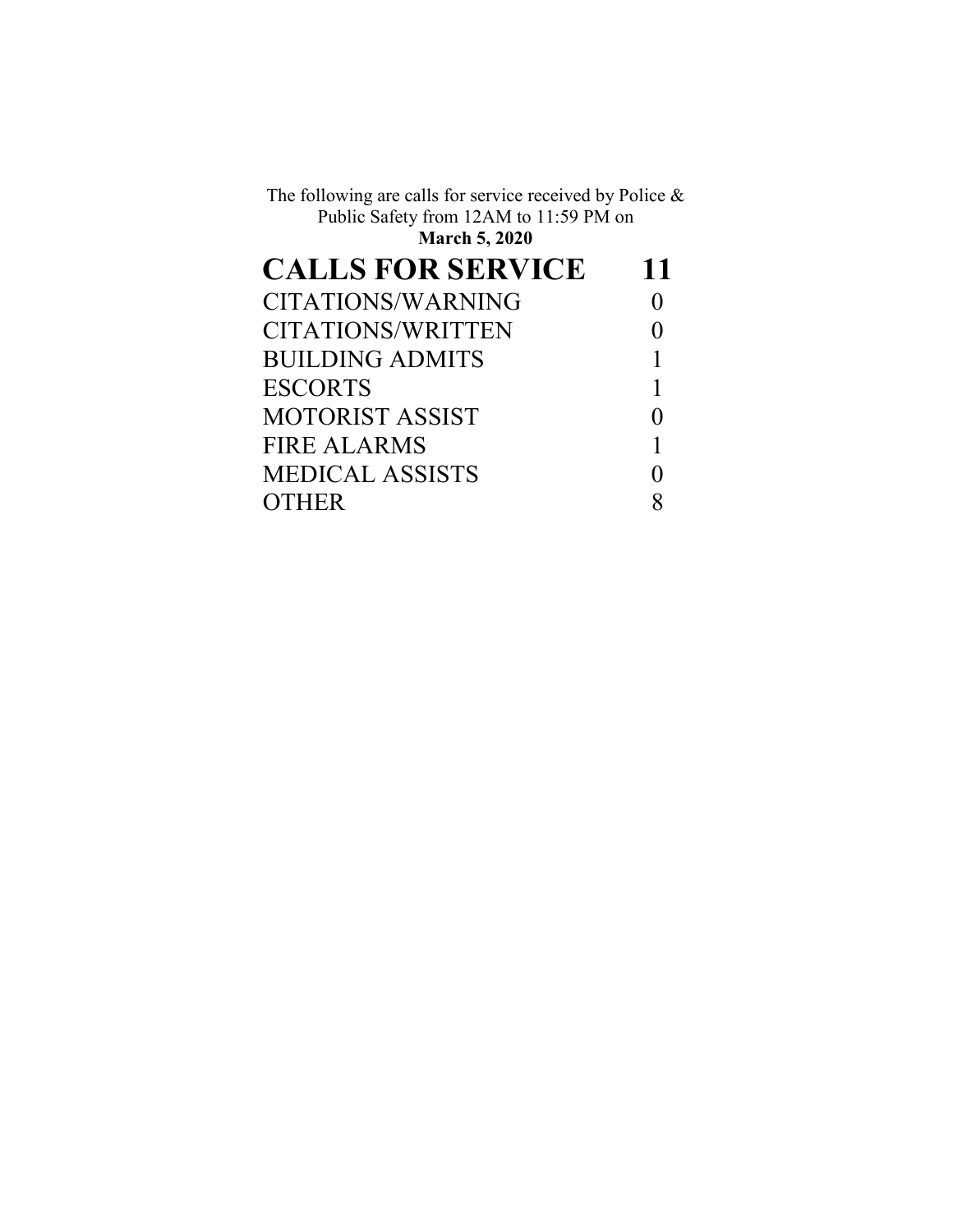The following are calls for service received by Police & Public Safety from 12AM to 11:59 PM on

**March 5, 2020**

| | |
|---|---|
| **CALLS FOR SERVICE** | **11** |
| CITATIONS/WARNING | 0 |
| CITATIONS/WRITTEN | 0 |
| BUILDING ADMITS | 1 |
| ESCORTS | 1 |
| MOTORIST ASSIST | 0 |
| FIRE ALARMS | 1 |
| MEDICAL ASSISTS | 0 |
| OTHER | 8 |